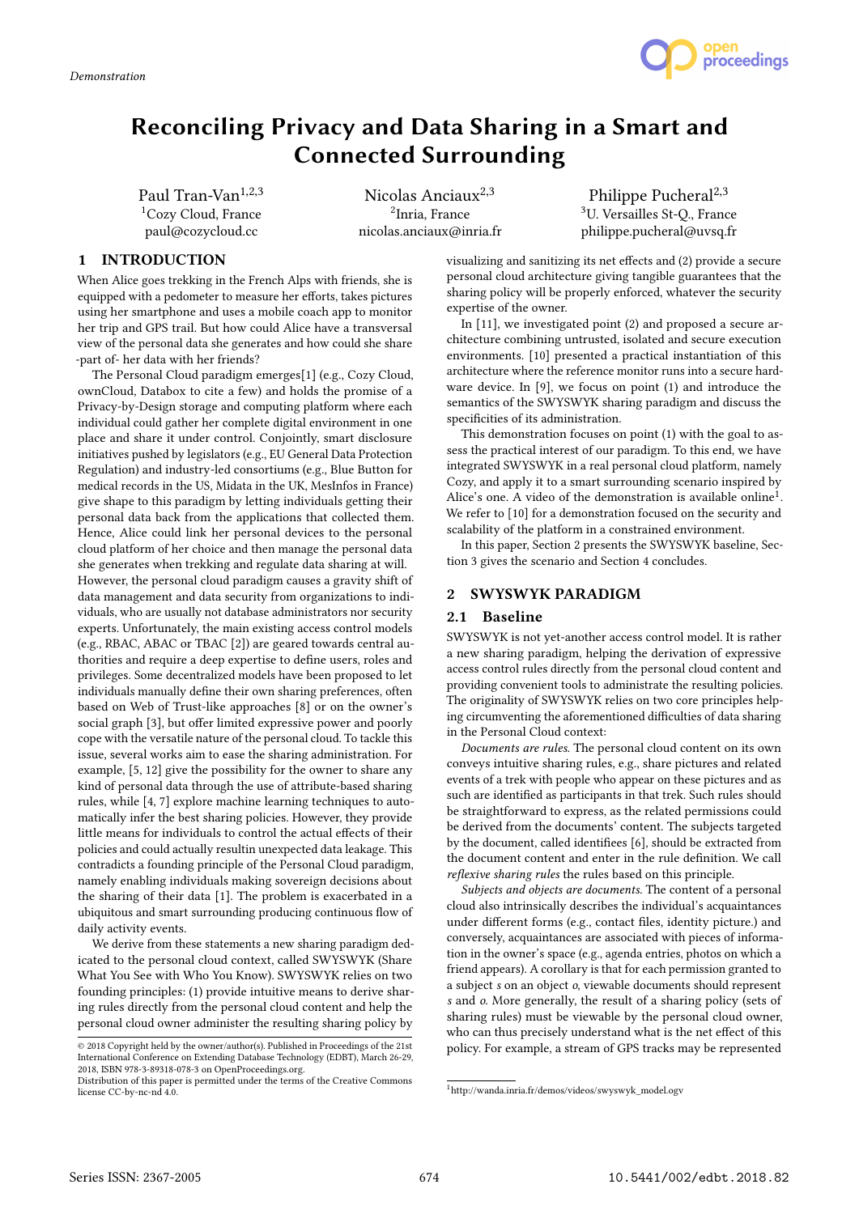Demonstration

# Reconciling Privacy and Data Sharing in a Smart and Connected Surrounding

Paul Tran-Van[1,2,3]
[1]Cozy Cloud, France
paul@cozycloud.cc

Nicolas Anciaux[2,3]
[2]Inria, France
nicolas.anciaux@inria.fr

Philippe Pucheral[2,3]
[3]U. Versailles St-Q., France
philippe.pucheral@uvsq.fr

## 1 INTRODUCTION

When Alice goes trekking in the French Alps with friends, she is equipped with a pedometer to measure her efforts, takes pictures using her smartphone and uses a mobile coach app to monitor her trip and GPS trail. But how could Alice have a transversal view of the personal data she generates and how could she share -part of- her data with her friends?

The Personal Cloud paradigm emerges[1] (e.g., Cozy Cloud, ownCloud, Databox to cite a few) and holds the promise of a Privacy-by-Design storage and computing platform where each individual could gather her complete digital environment in one place and share it under control. Conjointly, smart disclosure initiatives pushed by legislators (e.g., EU General Data Protection Regulation) and industry-led consortiums (e.g., Blue Button for medical records in the US, Midata in the UK, MesInfos in France) give shape to this paradigm by letting individuals getting their personal data back from the applications that collected them. Hence, Alice could link her personal devices to the personal cloud platform of her choice and then manage the personal data she generates when trekking and regulate data sharing at will. However, the personal cloud paradigm causes a gravity shift of data management and data security from organizations to individuals, who are usually not database administrators nor security experts. Unfortunately, the main existing access control models (e.g., RBAC, ABAC or TBAC [2]) are geared towards central authorities and require a deep expertise to define users, roles and privileges. Some decentralized models have been proposed to let individuals manually define their own sharing preferences, often based on Web of Trust-like approaches [8] or on the owner's social graph [3], but offer limited expressive power and poorly cope with the versatile nature of the personal cloud. To tackle this issue, several works aim to ease the sharing administration. For example, [5, 12] give the possibility for the owner to share any kind of personal data through the use of attribute-based sharing rules, while [4, 7] explore machine learning techniques to automatically infer the best sharing policies. However, they provide little means for individuals to control the actual effects of their policies and could actually resultin unexpected data leakage. This contradicts a founding principle of the Personal Cloud paradigm, namely enabling individuals making sovereign decisions about the sharing of their data [1]. The problem is exacerbated in a ubiquitous and smart surrounding producing continuous flow of daily activity events.

We derive from these statements a new sharing paradigm dedicated to the personal cloud context, called SWYSWYK (Share What You See with Who You Know). SWYSWYK relies on two founding principles: (1) provide intuitive means to derive sharing rules directly from the personal cloud content and help the personal cloud owner administer the resulting sharing policy by visualizing and sanitizing its net effects and (2) provide a secure personal cloud architecture giving tangible guarantees that the sharing policy will be properly enforced, whatever the security expertise of the owner.

In [11], we investigated point (2) and proposed a secure architecture combining untrusted, isolated and secure execution environments. [10] presented a practical instantiation of this architecture where the reference monitor runs into a secure hardware device. In [9], we focus on point (1) and introduce the semantics of the SWYSWYK sharing paradigm and discuss the specificities of its administration.

This demonstration focuses on point (1) with the goal to assess the practical interest of our paradigm. To this end, we have integrated SWYSWYK in a real personal cloud platform, namely Cozy, and apply it to a smart surrounding scenario inspired by Alice's one. A video of the demonstration is available online[1]. We refer to [10] for a demonstration focused on the security and scalability of the platform in a constrained environment.

In this paper, Section 2 presents the SWYSWYK baseline, Section 3 gives the scenario and Section 4 concludes.

## 2 SWYSWYK PARADIGM

### 2.1 Baseline

SWYSWYK is not yet-another access control model. It is rather a new sharing paradigm, helping the derivation of expressive access control rules directly from the personal cloud content and providing convenient tools to administrate the resulting policies. The originality of SWYSWYK relies on two core principles helping circumventing the aforementioned difficulties of data sharing in the Personal Cloud context:

*Documents are rules.* The personal cloud content on its own conveys intuitive sharing rules, e.g., share pictures and related events of a trek with people who appear on these pictures and as such are identified as participants in that trek. Such rules should be straightforward to express, as the related permissions could be derived from the documents' content. The subjects targeted by the document, called identifiees [6], should be extracted from the document content and enter in the rule definition. We call *reflexive sharing rules* the rules based on this principle.

*Subjects and objects are documents.* The content of a personal cloud also intrinsically describes the individual's acquaintances under different forms (e.g., contact files, identity picture.) and conversely, acquaintances are associated with pieces of information in the owner's space (e.g., agenda entries, photos on which a friend appears). A corollary is that for each permission granted to a subject $s$ on an object $o$, viewable documents should represent $s$ and $o$. More generally, the result of a sharing policy (sets of sharing rules) must be viewable by the personal cloud owner, who can thus precisely understand what is the net effect of this policy. For example, a stream of GPS tracks may be represented

[1]http://wanda.inria.fr/demos/videos/swyswyk_model.ogv

© 2018 Copyright held by the owner/author(s). Published in Proceedings of the 21st International Conference on Extending Database Technology (EDBT), March 26-29, 2018, ISBN 978-3-89318-078-3 on OpenProceedings.org.
Distribution of this paper is permitted under the terms of the Creative Commons license CC-by-nc-nd 4.0.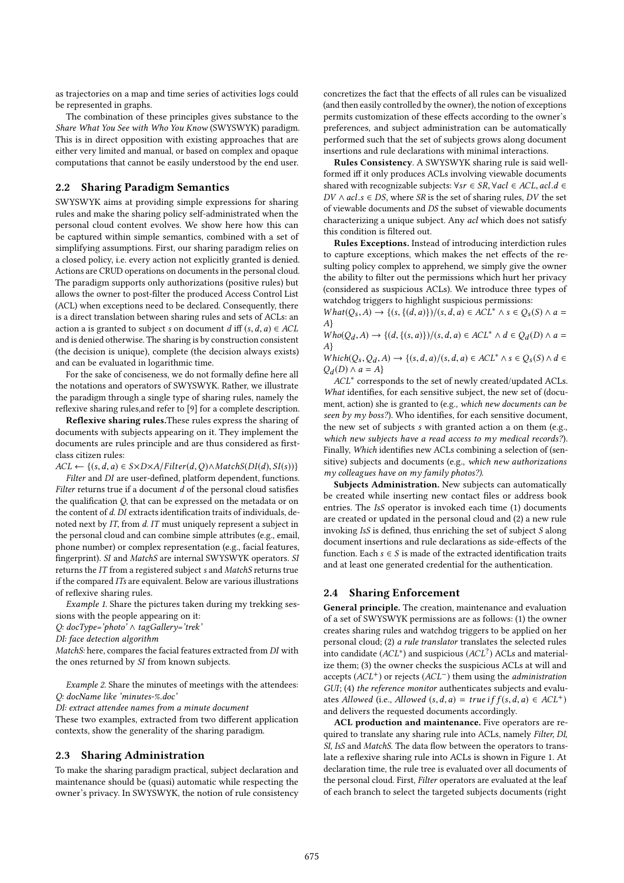as trajectories on a map and time series of activities logs could be represented in graphs.

The combination of these principles gives substance to the *Share What You See with Who You Know* (SWYSWYK) paradigm. This is in direct opposition with existing approaches that are either very limited and manual, or based on complex and opaque computations that cannot be easily understood by the end user.

## 2.2 Sharing Paradigm Semantics

SWYSWYK aims at providing simple expressions for sharing rules and make the sharing policy self-administrated when the personal cloud content evolves. We show here how this can be captured within simple semantics, combined with a set of simplifying assumptions. First, our sharing paradigm relies on a closed policy, i.e. every action not explicitly granted is denied. Actions are CRUD operations on documents in the personal cloud. The paradigm supports only authorizations (positive rules) but allows the owner to post-filter the produced Access Control List (ACL) when exceptions need to be declared. Consequently, there is a direct translation between sharing rules and sets of ACLs: an action a is granted to subject $s$ on document $d$ iff $(s, d, a) \in ACL$ and is denied otherwise. The sharing is by construction consistent (the decision is unique), complete (the decision always exists) and can be evaluated in logarithmic time.

For the sake of conciseness, we do not formally define here all the notations and operators of SWYSWYK. Rather, we illustrate the paradigm through a single type of sharing rules, namely the reflexive sharing rules,and refer to [9] for a complete description.

**Reflexive sharing rules.**These rules express the sharing of documents with subjects appearing on it. They implement the documents are rules principle and are thus considered as first-class citizen rules:

$ACL \leftarrow \{(s, d, a) \in S{\times}D{\times}A / Filter(d, Q) \wedge MatchS(DI(d), SI(s))\}$

*Filter* and *DI* are user-defined, platform dependent, functions. *Filter* returns true if a document $d$ of the personal cloud satisfies the qualification $Q$, that can be expressed on the metadata or on the content of $d$. *DI* extracts identification traits of individuals, denoted next by *IT*, from $d$. *IT* must uniquely represent a subject in the personal cloud and can combine simple attributes (e.g., email, phone number) or complex representation (e.g., facial features, fingerprint). *SI* and *MatchS* are internal SWYSWYK operators. *SI* returns the *IT* from a registered subject $s$ and *MatchS* returns true if the compared *ITs* are equivalent. Below are various illustrations of reflexive sharing rules.

*Example 1.* Share the pictures taken during my trekking sessions with the people appearing on it:
*Q: docType='photo' ∧ tagGallery='trek'*
*DI: face detection algorithm*
*MatchS:* here, compares the facial features extracted from *DI* with the ones returned by *SI* from known subjects.

*Example 2.* Share the minutes of meetings with the attendees:
*Q: docName like 'minutes-%.doc'*
*DI: extract attendee names from a minute document*
These two examples, extracted from two different application contexts, show the generality of the sharing paradigm.

## 2.3 Sharing Administration

To make the sharing paradigm practical, subject declaration and maintenance should be (quasi) automatic while respecting the owner's privacy. In SWYSWYK, the notion of rule consistency concretizes the fact that the effects of all rules can be visualized (and then easily controlled by the owner), the notion of exceptions permits customization of these effects according to the owner's preferences, and subject administration can be automatically performed such that the set of subjects grows along document insertions and rule declarations with minimal interactions.

**Rules Consistency**. A SWYSWYK sharing rule is said well-formed iff it only produces ACLs involving viewable documents shared with recognizable subjects: $\forall sr \in SR, \forall acl \in ACL, acl.d \in DV \wedge acl.s \in DS$, where *SR* is the set of sharing rules, *DV* the set of viewable documents and *DS* the subset of viewable documents characterizing a unique subject. Any *acl* which does not satisfy this condition is filtered out.

**Rules Exceptions.** Instead of introducing interdiction rules to capture exceptions, which makes the net effects of the resulting policy complex to apprehend, we simply give the owner the ability to filter out the permissions which hurt her privacy (considered as suspicious ACLs). We introduce three types of watchdog triggers to highlight suspicious permissions:

$What(Q_s, A) \rightarrow \{(s, \{(d, a)\}) / (s, d, a) \in ACL^* \wedge s \in Q_s(S) \wedge a = A\}$

$Who(Q_d, A) \rightarrow \{(d, \{(s, a)\}) / (s, d, a) \in ACL^* \wedge d \in Q_d(D) \wedge a = A\}$

$Which(Q_s, Q_d, A) \rightarrow \{(s, d, a) / (s, d, a) \in ACL^* \wedge s \in Q_s(S) \wedge d \in Q_d(D) \wedge a = A\}$

$ACL^*$ corresponds to the set of newly created/updated ACLs. *What* identifies, for each sensitive subject, the new set of (document, action) she is granted to (e.g., *which new documents can be seen by my boss?*). Who identifies, for each sensitive document, the new set of subjects $s$ with granted action a on them (e.g., *which new subjects have a read access to my medical records?*). Finally, *Which* identifies new ACLs combining a selection of (sensitive) subjects and documents (e.g., *which new authorizations my colleagues have on my family photos?).*

**Subjects Administration.** New subjects can automatically be created while inserting new contact files or address book entries. The *IsS* operator is invoked each time (1) documents are created or updated in the personal cloud and (2) a new rule invoking *IsS* is defined, thus enriching the set of subject *S* along document insertions and rule declarations as side-effects of the function. Each $s \in S$ is made of the extracted identification traits and at least one generated credential for the authentication.

## 2.4 Sharing Enforcement

**General principle.** The creation, maintenance and evaluation of a set of SWYSWYK permissions are as follows: (1) the owner creates sharing rules and watchdog triggers to be applied on her personal cloud; (2) *a rule translator* translates the selected rules into candidate ($ACL^*$) and suspicious ($ACL^?$) ACLs and materialize them; (3) the owner checks the suspicious ACLs at will and accepts ($ACL^+$) or rejects ($ACL^-$) them using the *administration GUI*; (4) *the reference monitor* authenticates subjects and evaluates *Allowed* (i.e., $Allowed\ (s, d, a) = true\ iff\ (s, d, a) \in ACL^+$) and delivers the requested documents accordingly.

**ACL production and maintenance.** Five operators are required to translate any sharing rule into ACLs, namely *Filter, DI, SI, IsS* and *MatchS.* The data flow between the operators to translate a reflexive sharing rule into ACLs is shown in Figure 1. At declaration time, the rule tree is evaluated over all documents of the personal cloud. First, *Filter* operators are evaluated at the leaf of each branch to select the targeted subjects documents (right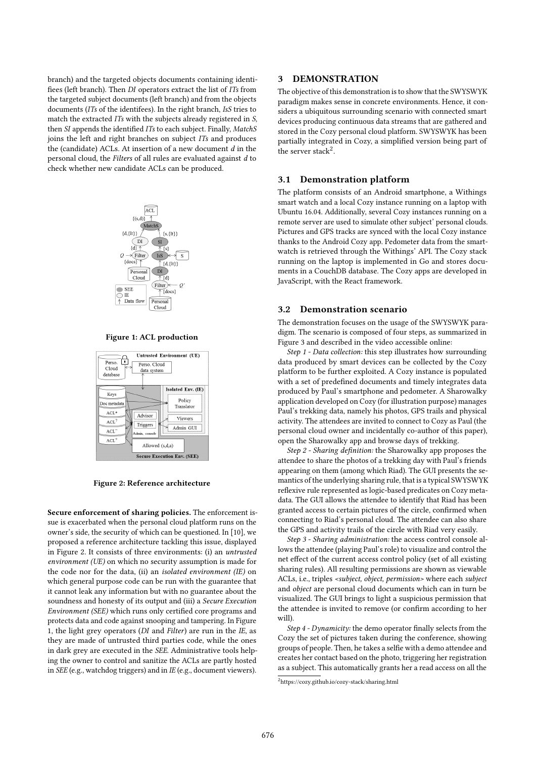branch) and the targeted objects documents containing identifiees (left branch). Then *DI* operators extract the list of *ITs* from the targeted subject documents (left branch) and from the objects documents (*ITs* of the identifees). In the right branch, *IsS* tries to match the extracted *ITs* with the subjects already registered in *S*, then *SI* appends the identified *ITs* to each subject. Finally, *MatchS* joins the left and right branches on subject *ITs* and produces the (candidate) ACLs. At insertion of a new document *d* in the personal cloud, the *Filters* of all rules are evaluated against *d* to check whether new candidate ACLs can be produced.

**Figure 1: ACL production**

**Figure 2: Reference architecture**

**Secure enforcement of sharing policies.** The enforcement issue is exacerbated when the personal cloud platform runs on the owner's side, the security of which can be questioned. In [10], we proposed a reference architecture tackling this issue, displayed in Figure 2. It consists of three environments: (i) an *untrusted environment (UE)* on which no security assumption is made for the code nor for the data, (ii) an *isolated environment (IE)* on which general purpose code can be run with the guarantee that it cannot leak any information but with no guarantee about the soundness and honesty of its output and (iii) a *Secure Execution Environment (SEE)* which runs only certified core programs and protects data and code against snooping and tampering. In Figure 1, the light grey operators (*DI* and *Filter*) are run in the *IE*, as they are made of untrusted third parties code, while the ones in dark grey are executed in the *SEE.* Administrative tools helping the owner to control and sanitize the ACLs are partly hosted in *SEE* (e.g., watchdog triggers) and in *IE* (e.g., document viewers).

## 3 DEMONSTRATION

The objective of this demonstration is to show that the SWYSWYK paradigm makes sense in concrete environments. Hence, it considers a ubiquitous surrounding scenario with connected smart devices producing continuous data streams that are gathered and stored in the Cozy personal cloud platform. SWYSWYK has been partially integrated in Cozy, a simplified version being part of the server stack[2].

### 3.1 Demonstration platform

The platform consists of an Android smartphone, a Withings smart watch and a local Cozy instance running on a laptop with Ubuntu 16.04. Additionally, several Cozy instances running on a remote server are used to simulate other subject' personal clouds. Pictures and GPS tracks are synced with the local Cozy instance thanks to the Android Cozy app. Pedometer data from the smartwatch is retrieved through the Withings' API. The Cozy stack running on the laptop is implemented in Go and stores documents in a CouchDB database. The Cozy apps are developed in JavaScript, with the React framework.

### 3.2 Demonstration scenario

The demonstration focuses on the usage of the SWYSWYK paradigm. The scenario is composed of four steps, as summarized in Figure 3 and described in the video accessible online:

*Step 1 - Data collection:* this step illustrates how surrounding data produced by smart devices can be collected by the Cozy platform to be further exploited. A Cozy instance is populated with a set of predefined documents and timely integrates data produced by Paul's smartphone and pedometer. A Sharowalky application developed on Cozy (for illustration purpose) manages Paul's trekking data, namely his photos, GPS trails and physical activity. The attendees are invited to connect to Cozy as Paul (the personal cloud owner and incidentally co-author of this paper), open the Sharowalky app and browse days of trekking.

*Step 2 - Sharing definition:* the Sharowalky app proposes the attendee to share the photos of a trekking day with Paul's friends appearing on them (among which Riad). The GUI presents the semantics of the underlying sharing rule, that is a typical SWYSWYK reflexive rule represented as logic-based predicates on Cozy metadata. The GUI allows the attendee to identify that Riad has been granted access to certain pictures of the circle, confirmed when connecting to Riad's personal cloud. The attendee can also share the GPS and activity trails of the circle with Riad very easily.

*Step 3 - Sharing administration:* the access control console allows the attendee (playing Paul's role) to visualize and control the net effect of the current access control policy (set of all existing sharing rules). All resulting permissions are shown as viewable ACLs, i.e., triples *<subject, object, permission>* where each *subject* and *object* are personal cloud documents which can in turn be visualized. The GUI brings to light a suspicious permission that the attendee is invited to remove (or confirm according to her will).

*Step 4 - Dynamicity:* the demo operator finally selects from the Cozy the set of pictures taken during the conference, showing groups of people. Then, he takes a selfie with a demo attendee and creates her contact based on the photo, triggering her registration as a subject. This automatically grants her a read access on all the

[2] https://cozy.github.io/cozy-stack/sharing.html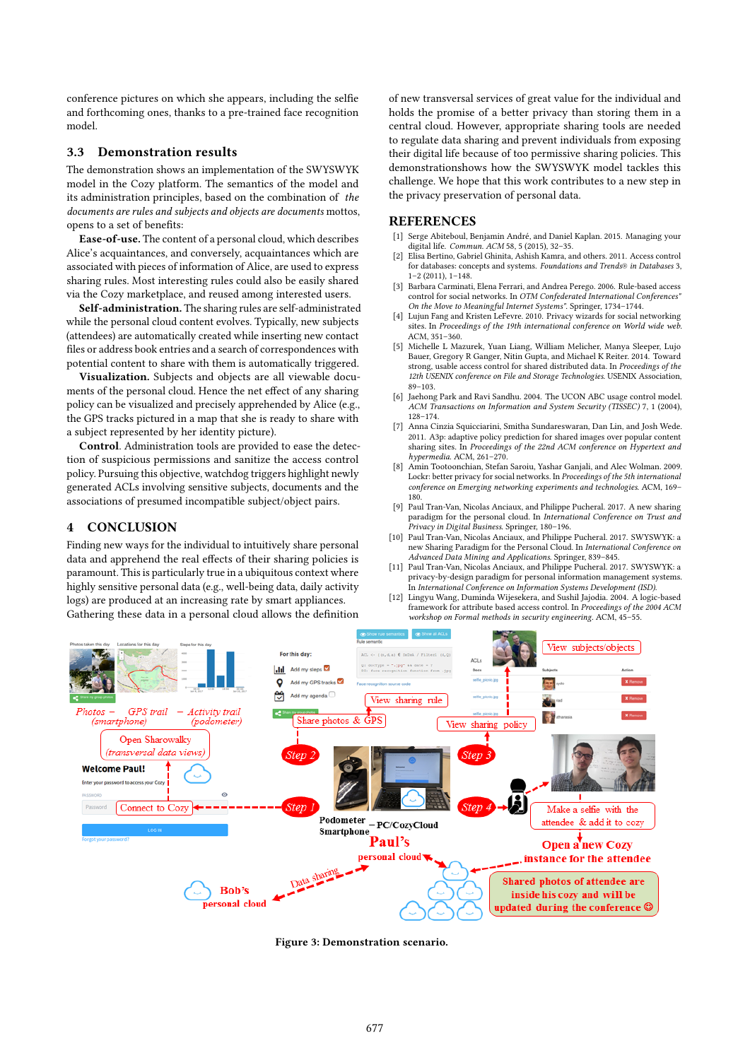conference pictures on which she appears, including the selfie and forthcoming ones, thanks to a pre-trained face recognition model.

### 3.3 Demonstration results

The demonstration shows an implementation of the SWYSWYK model in the Cozy platform. The semantics of the model and its administration principles, based on the combination of *the documents are rules and subjects and objects are documents* mottos, opens to a set of benefits:

**Ease-of-use.** The content of a personal cloud, which describes Alice's acquaintances, and conversely, acquaintances which are associated with pieces of information of Alice, are used to express sharing rules. Most interesting rules could also be easily shared via the Cozy marketplace, and reused among interested users.

**Self-administration.** The sharing rules are self-administrated while the personal cloud content evolves. Typically, new subjects (attendees) are automatically created while inserting new contact files or address book entries and a search of correspondences with potential content to share with them is automatically triggered.

**Visualization.** Subjects and objects are all viewable documents of the personal cloud. Hence the net effect of any sharing policy can be visualized and precisely apprehended by Alice (e.g., the GPS tracks pictured in a map that she is ready to share with a subject represented by her identity picture).

**Control**. Administration tools are provided to ease the detection of suspicious permissions and sanitize the access control policy. Pursuing this objective, watchdog triggers highlight newly generated ACLs involving sensitive subjects, documents and the associations of presumed incompatible subject/object pairs.

## 4 CONCLUSION

Finding new ways for the individual to intuitively share personal data and apprehend the real effects of their sharing policies is paramount. This is particularly true in a ubiquitous context where highly sensitive personal data (e.g., well-being data, daily activity logs) are produced at an increasing rate by smart appliances. Gathering these data in a personal cloud allows the definition of new transversal services of great value for the individual and holds the promise of a better privacy than storing them in a central cloud. However, appropriate sharing tools are needed to regulate data sharing and prevent individuals from exposing their digital life because of too permissive sharing policies. This demonstrationshows how the SWYSWYK model tackles this challenge. We hope that this work contributes to a new step in the privacy preservation of personal data.

## REFERENCES

[1] Serge Abiteboul, Benjamin André, and Daniel Kaplan. 2015. Managing your digital life. *Commun. ACM* 58, 5 (2015), 32–35.

[2] Elisa Bertino, Gabriel Ghinita, Ashish Kamra, and others. 2011. Access control for databases: concepts and systems. *Foundations and Trends® in Databases* 3, 1–2 (2011), 1–148.

[3] Barbara Carminati, Elena Ferrari, and Andrea Perego. 2006. Rule-based access control for social networks. In *OTM Confederated International Conferences" On the Move to Meaningful Internet Systems"*. Springer, 1734–1744.

[4] Lujun Fang and Kristen LeFevre. 2010. Privacy wizards for social networking sites. In *Proceedings of the 19th international conference on World wide web*. ACM, 351–360.

[5] Michelle L Mazurek, Yuan Liang, William Melicher, Manya Sleeper, Lujo Bauer, Gregory R Ganger, Nitin Gupta, and Michael K Reiter. 2014. Toward strong, usable access control for shared distributed data. In *Proceedings of the 12th USENIX conference on File and Storage Technologies*. USENIX Association, 89–103.

[6] Jaehong Park and Ravi Sandhu. 2004. The UCON ABC usage control model. *ACM Transactions on Information and System Security (TISSEC)* 7, 1 (2004), 128–174.

[7] Anna Cinzia Squicciarini, Smitha Sundareswaran, Dan Lin, and Josh Wede. 2011. A3p: adaptive policy prediction for shared images over popular content sharing sites. In *Proceedings of the 22nd ACM conference on Hypertext and hypermedia*. ACM, 261–270.

[8] Amin Tootoonchian, Stefan Saroiu, Yashar Ganjali, and Alec Wolman. 2009. Lockr: better privacy for social networks. In *Proceedings of the 5th international conference on Emerging networking experiments and technologies*. ACM, 169–180.

[9] Paul Tran-Van, Nicolas Anciaux, and Philippe Pucheral. 2017. A new sharing paradigm for the personal cloud. In *International Conference on Trust and Privacy in Digital Business*. Springer, 180–196.

[10] Paul Tran-Van, Nicolas Anciaux, and Philippe Pucheral. 2017. SWYSWYK: a new Sharing Paradigm for the Personal Cloud. In *International Conference on Advanced Data Mining and Applications*. Springer, 839–845.

[11] Paul Tran-Van, Nicolas Anciaux, and Philippe Pucheral. 2017. SWYSWYK: a privacy-by-design paradigm for personal information management systems. In *International Conference on Information Systems Development (ISD)*.

[12] Lingyu Wang, Duminda Wijesekera, and Sushil Jajodia. 2004. A logic-based framework for attribute based access control. In *Proceedings of the 2004 ACM workshop on Formal methods in security engineering*. ACM, 45–55.

Photos – (smartphone)
GPS trail
– Activity trail (podometer)
Open Sharowalky (transversal data views)
Welcome Paul!
Connect to Cozy
Share photos & GPS
View sharing rule
View sharing policy
View subjects/objects
Step 1
Step 2
Step 3
Step 4
Podometer
Smartphone
– PC/CozyCloud
Paul's personal cloud
Make a selfie with the attendee & add it to cozy
Open a new Cozy instance for the attendee
Shared photos of attendee are inside his cozy and will be updated during the conference ☺
Data sharing
Bob's personal cloud

Figure 3: Demonstration scenario.